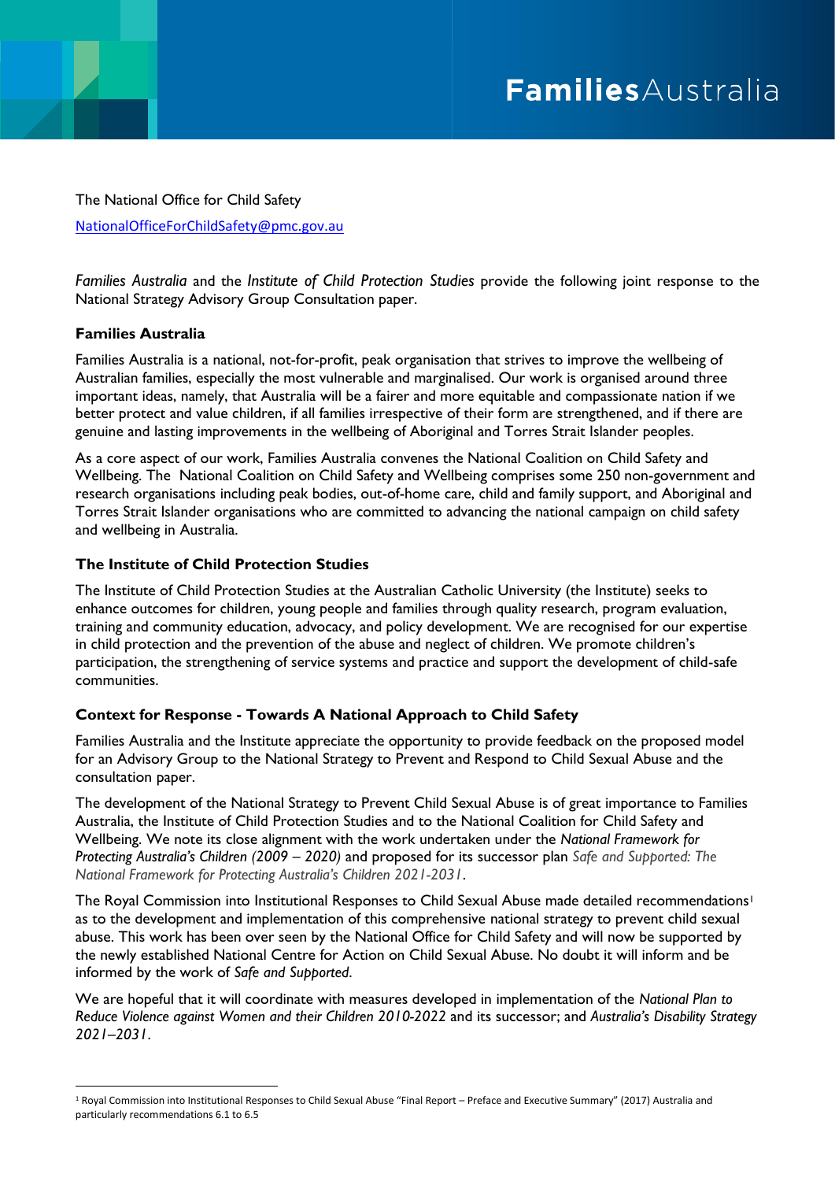The National Office for Child Safety

NationalOfficeForChildSafety@pmc.gov.au

*Families Australia* and the *Institute of Child Protection Studies* provide the following joint response to the National Strategy Advisory Group Consultation paper.

### Families Australia

Families Australia is a national, not-for-profit, peak organisation that strives to improve the wellbeing of Australian families, especially the most vulnerable and marginalised. Our work is organised around three important ideas, namely, that Australia will be a fairer and more equitable and compassionate nation if we better protect and value children, if all families irrespective of their form are strengthened, and if there are genuine and lasting improvements in the wellbeing of Aboriginal and Torres Strait Islander peoples.

As a core aspect of our work, Families Australia convenes the National Coalition on Child Safety and Wellbeing. The National Coalition on Child Safety and Wellbeing comprises some 250 non-government and research organisations including peak bodies, out-of-home care, child and family support, and Aboriginal and Torres Strait Islander organisations who are committed to advancing the national campaign on child safety and wellbeing in Australia.

### The Institute of Child Protection Studies

The Institute of Child Protection Studies at the Australian Catholic University (the Institute) seeks to enhance outcomes for children, young people and families through quality research, program evaluation, training and community education, advocacy, and policy development. We are recognised for our expertise in child protection and the prevention of the abuse and neglect of children. We promote children's participation, the strengthening of service systems and practice and support the development of child-safe communities.

### Context for Response - Towards A National Approach to Child Safety

Families Australia and the Institute appreciate the opportunity to provide feedback on the proposed model for an Advisory Group to the National Strategy to Prevent and Respond to Child Sexual Abuse and the consultation paper.

The development of the National Strategy to Prevent Child Sexual Abuse is of great importance to Families Australia, the Institute of Child Protection Studies and to the National Coalition for Child Safety and Wellbeing. We note its close alignment with the work undertaken under the *National Framework for Protecting Australia's Children (2009 – 2020)* and proposed for its successor plan *Safe and Supported: The National Framework for Protecting Australia's Children 2021-2031*.

The Royal Commission into Institutional Responses to Child Sexual Abuse made detailed recommendations[1] as to the development and implementation of this comprehensive national strategy to prevent child sexual abuse. This work has been over seen by the National Office for Child Safety and will now be supported by the newly established National Centre for Action on Child Sexual Abuse. No doubt it will inform and be informed by the work of *Safe and Supported*.

We are hopeful that it will coordinate with measures developed in implementation of the *National Plan to Reduce Violence against Women and their Children 2010-2022* and its successor; and *Australia's Disability Strategy 2021–2031*.

---

[1] Royal Commission into Institutional Responses to Child Sexual Abuse "Final Report – Preface and Executive Summary" (2017) Australia and particularly recommendations 6.1 to 6.5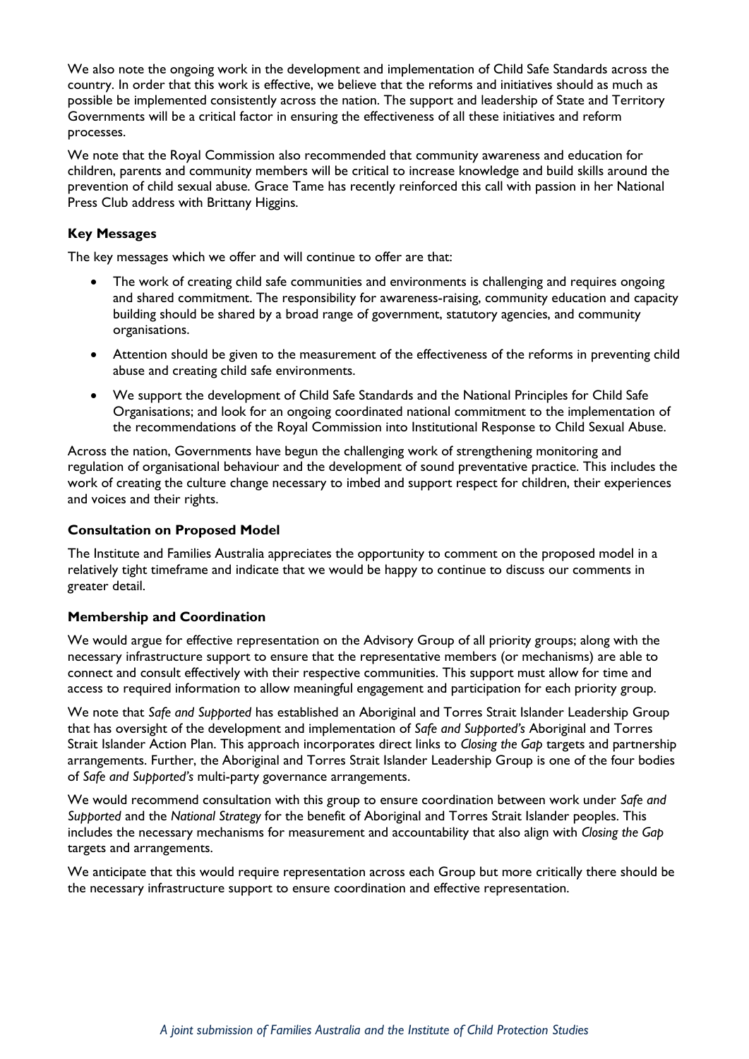We also note the ongoing work in the development and implementation of Child Safe Standards across the country. In order that this work is effective, we believe that the reforms and initiatives should as much as possible be implemented consistently across the nation. The support and leadership of State and Territory Governments will be a critical factor in ensuring the effectiveness of all these initiatives and reform processes.

We note that the Royal Commission also recommended that community awareness and education for children, parents and community members will be critical to increase knowledge and build skills around the prevention of child sexual abuse. Grace Tame has recently reinforced this call with passion in her National Press Club address with Brittany Higgins.

### Key Messages

The key messages which we offer and will continue to offer are that:

- The work of creating child safe communities and environments is challenging and requires ongoing and shared commitment. The responsibility for awareness-raising, community education and capacity building should be shared by a broad range of government, statutory agencies, and community organisations.
- Attention should be given to the measurement of the effectiveness of the reforms in preventing child abuse and creating child safe environments.
- We support the development of Child Safe Standards and the National Principles for Child Safe Organisations; and look for an ongoing coordinated national commitment to the implementation of the recommendations of the Royal Commission into Institutional Response to Child Sexual Abuse.

Across the nation, Governments have begun the challenging work of strengthening monitoring and regulation of organisational behaviour and the development of sound preventative practice. This includes the work of creating the culture change necessary to imbed and support respect for children, their experiences and voices and their rights.

### Consultation on Proposed Model

The Institute and Families Australia appreciates the opportunity to comment on the proposed model in a relatively tight timeframe and indicate that we would be happy to continue to discuss our comments in greater detail.

### Membership and Coordination

We would argue for effective representation on the Advisory Group of all priority groups; along with the necessary infrastructure support to ensure that the representative members (or mechanisms) are able to connect and consult effectively with their respective communities. This support must allow for time and access to required information to allow meaningful engagement and participation for each priority group.

We note that *Safe and Supported* has established an Aboriginal and Torres Strait Islander Leadership Group that has oversight of the development and implementation of *Safe and Supported's* Aboriginal and Torres Strait Islander Action Plan. This approach incorporates direct links to *Closing the Gap* targets and partnership arrangements. Further, the Aboriginal and Torres Strait Islander Leadership Group is one of the four bodies of *Safe and Supported's* multi-party governance arrangements.

We would recommend consultation with this group to ensure coordination between work under *Safe and Supported* and the *National Strategy* for the benefit of Aboriginal and Torres Strait Islander peoples. This includes the necessary mechanisms for measurement and accountability that also align with *Closing the Gap* targets and arrangements.

We anticipate that this would require representation across each Group but more critically there should be the necessary infrastructure support to ensure coordination and effective representation.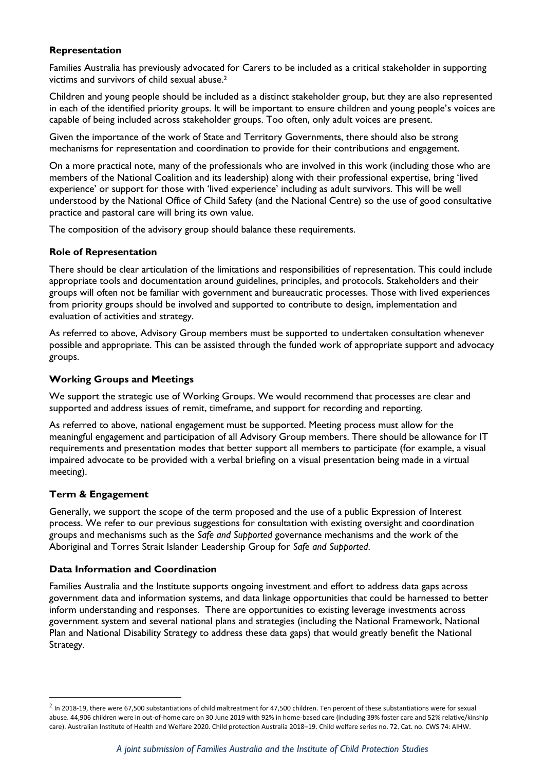### Representation

Families Australia has previously advocated for Carers to be included as a critical stakeholder in supporting victims and survivors of child sexual abuse.[2]

Children and young people should be included as a distinct stakeholder group, but they are also represented in each of the identified priority groups. It will be important to ensure children and young people's voices are capable of being included across stakeholder groups. Too often, only adult voices are present.

Given the importance of the work of State and Territory Governments, there should also be strong mechanisms for representation and coordination to provide for their contributions and engagement.

On a more practical note, many of the professionals who are involved in this work (including those who are members of the National Coalition and its leadership) along with their professional expertise, bring 'lived experience' or support for those with 'lived experience' including as adult survivors. This will be well understood by the National Office of Child Safety (and the National Centre) so the use of good consultative practice and pastoral care will bring its own value.

The composition of the advisory group should balance these requirements.

### Role of Representation

There should be clear articulation of the limitations and responsibilities of representation. This could include appropriate tools and documentation around guidelines, principles, and protocols. Stakeholders and their groups will often not be familiar with government and bureaucratic processes. Those with lived experiences from priority groups should be involved and supported to contribute to design, implementation and evaluation of activities and strategy.

As referred to above, Advisory Group members must be supported to undertaken consultation whenever possible and appropriate. This can be assisted through the funded work of appropriate support and advocacy groups.

### Working Groups and Meetings

We support the strategic use of Working Groups. We would recommend that processes are clear and supported and address issues of remit, timeframe, and support for recording and reporting.

As referred to above, national engagement must be supported. Meeting process must allow for the meaningful engagement and participation of all Advisory Group members. There should be allowance for IT requirements and presentation modes that better support all members to participate (for example, a visual impaired advocate to be provided with a verbal briefing on a visual presentation being made in a virtual meeting).

### Term & Engagement

Generally, we support the scope of the term proposed and the use of a public Expression of Interest process. We refer to our previous suggestions for consultation with existing oversight and coordination groups and mechanisms such as the *Safe and Supported* governance mechanisms and the work of the Aboriginal and Torres Strait Islander Leadership Group for *Safe and Supported*.

### Data Information and Coordination

Families Australia and the Institute supports ongoing investment and effort to address data gaps across government data and information systems, and data linkage opportunities that could be harnessed to better inform understanding and responses. There are opportunities to existing leverage investments across government system and several national plans and strategies (including the National Framework, National Plan and National Disability Strategy to address these data gaps) that would greatly benefit the National Strategy.

---

[2] In 2018-19, there were 67,500 substantiations of child maltreatment for 47,500 children. Ten percent of these substantiations were for sexual abuse. 44,906 children were in out-of-home care on 30 June 2019 with 92% in home-based care (including 39% foster care and 52% relative/kinship care). Australian Institute of Health and Welfare 2020. Child protection Australia 2018–19. Child welfare series no. 72. Cat. no. CWS 74: AIHW.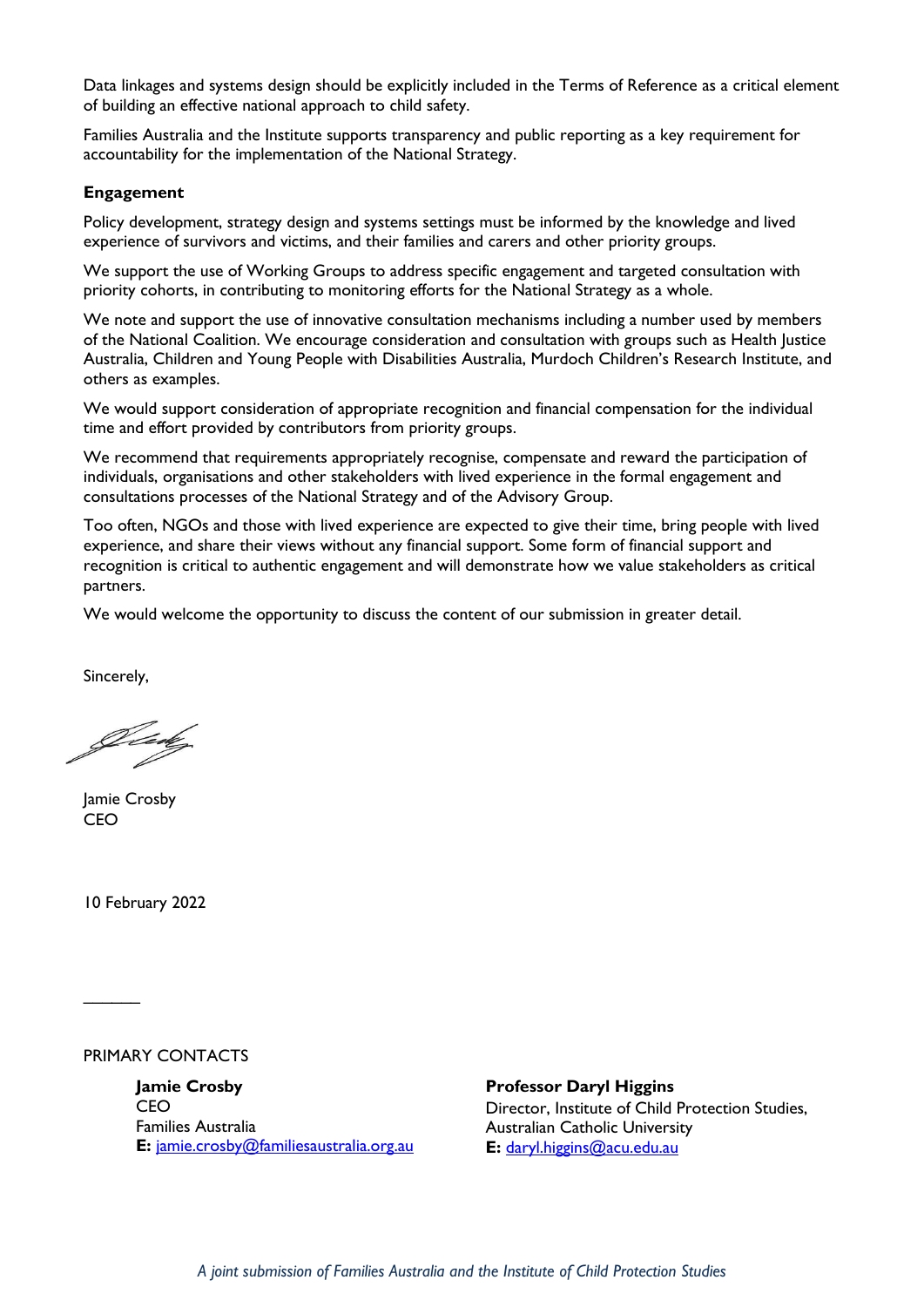Data linkages and systems design should be explicitly included in the Terms of Reference as a critical element of building an effective national approach to child safety.

Families Australia and the Institute supports transparency and public reporting as a key requirement for accountability for the implementation of the National Strategy.

**Engagement**

Policy development, strategy design and systems settings must be informed by the knowledge and lived experience of survivors and victims, and their families and carers and other priority groups.

We support the use of Working Groups to address specific engagement and targeted consultation with priority cohorts, in contributing to monitoring efforts for the National Strategy as a whole.

We note and support the use of innovative consultation mechanisms including a number used by members of the National Coalition. We encourage consideration and consultation with groups such as Health Justice Australia, Children and Young People with Disabilities Australia, Murdoch Children's Research Institute, and others as examples.

We would support consideration of appropriate recognition and financial compensation for the individual time and effort provided by contributors from priority groups.

We recommend that requirements appropriately recognise, compensate and reward the participation of individuals, organisations and other stakeholders with lived experience in the formal engagement and consultations processes of the National Strategy and of the Advisory Group.

Too often, NGOs and those with lived experience are expected to give their time, bring people with lived experience, and share their views without any financial support. Some form of financial support and recognition is critical to authentic engagement and will demonstrate how we value stakeholders as critical partners.

We would welcome the opportunity to discuss the content of our submission in greater detail.

Sincerely,

Jamie Crosby
CEO

10 February 2022

———

PRIMARY CONTACTS

**Jamie Crosby**
CEO
Families Australia
**E:** jamie.crosby@familiesaustralia.org.au

**Professor Daryl Higgins**
Director, Institute of Child Protection Studies,
Australian Catholic University
**E:** daryl.higgins@acu.edu.au

*A joint submission of Families Australia and the Institute of Child Protection Studies*